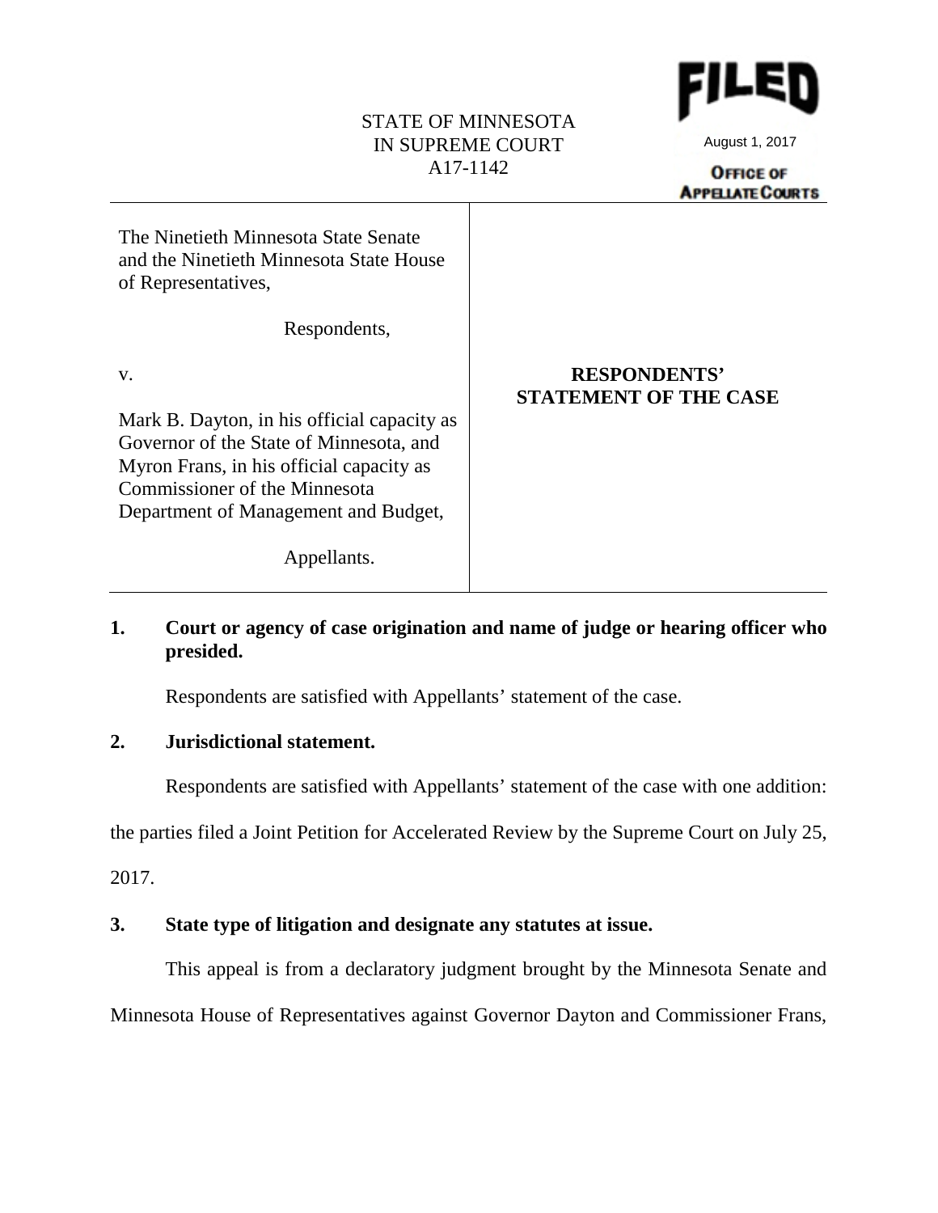STATE OF MINNESOTA
IN SUPREME COURT
A17-1142

FILED
August 1, 2017
OFFICE OF APPELLATE COURTS

| | |
|---|---|
| The Ninetieth Minnesota State Senate and the Ninetieth Minnesota State House of Representatives,<br><br>Respondents,<br><br>v.<br><br>Mark B. Dayton, in his official capacity as Governor of the State of Minnesota, and Myron Frans, in his official capacity as Commissioner of the Minnesota Department of Management and Budget,<br><br>Appellants. | **RESPONDENTS' STATEMENT OF THE CASE** |

**1. Court or agency of case origination and name of judge or hearing officer who presided.**

Respondents are satisfied with Appellants' statement of the case.

**2. Jurisdictional statement.**

Respondents are satisfied with Appellants' statement of the case with one addition: the parties filed a Joint Petition for Accelerated Review by the Supreme Court on July 25, 2017.

**3. State type of litigation and designate any statutes at issue.**

This appeal is from a declaratory judgment brought by the Minnesota Senate and Minnesota House of Representatives against Governor Dayton and Commissioner Frans,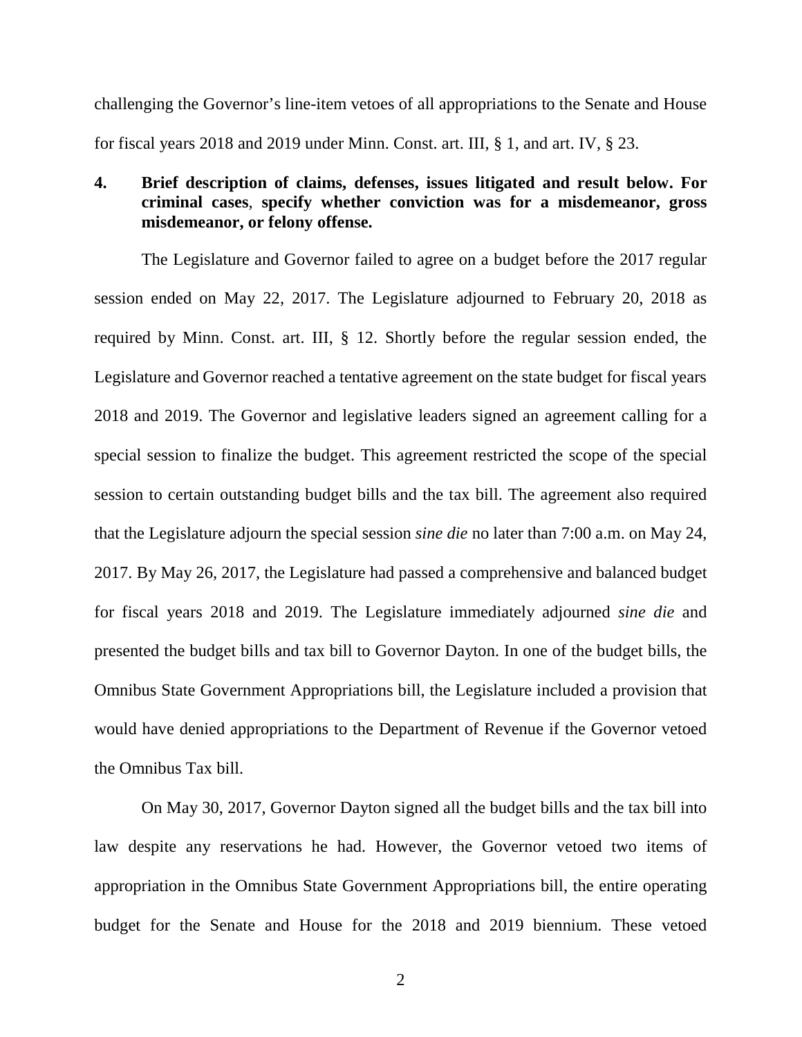challenging the Governor's line-item vetoes of all appropriations to the Senate and House for fiscal years 2018 and 2019 under Minn. Const. art. III, § 1, and art. IV, § 23.

**4. Brief description of claims, defenses, issues litigated and result below. For criminal cases, specify whether conviction was for a misdemeanor, gross misdemeanor, or felony offense.**

The Legislature and Governor failed to agree on a budget before the 2017 regular session ended on May 22, 2017. The Legislature adjourned to February 20, 2018 as required by Minn. Const. art. III, § 12. Shortly before the regular session ended, the Legislature and Governor reached a tentative agreement on the state budget for fiscal years 2018 and 2019. The Governor and legislative leaders signed an agreement calling for a special session to finalize the budget. This agreement restricted the scope of the special session to certain outstanding budget bills and the tax bill. The agreement also required that the Legislature adjourn the special session *sine die* no later than 7:00 a.m. on May 24, 2017. By May 26, 2017, the Legislature had passed a comprehensive and balanced budget for fiscal years 2018 and 2019. The Legislature immediately adjourned *sine die* and presented the budget bills and tax bill to Governor Dayton. In one of the budget bills, the Omnibus State Government Appropriations bill, the Legislature included a provision that would have denied appropriations to the Department of Revenue if the Governor vetoed the Omnibus Tax bill.

On May 30, 2017, Governor Dayton signed all the budget bills and the tax bill into law despite any reservations he had. However, the Governor vetoed two items of appropriation in the Omnibus State Government Appropriations bill, the entire operating budget for the Senate and House for the 2018 and 2019 biennium. These vetoed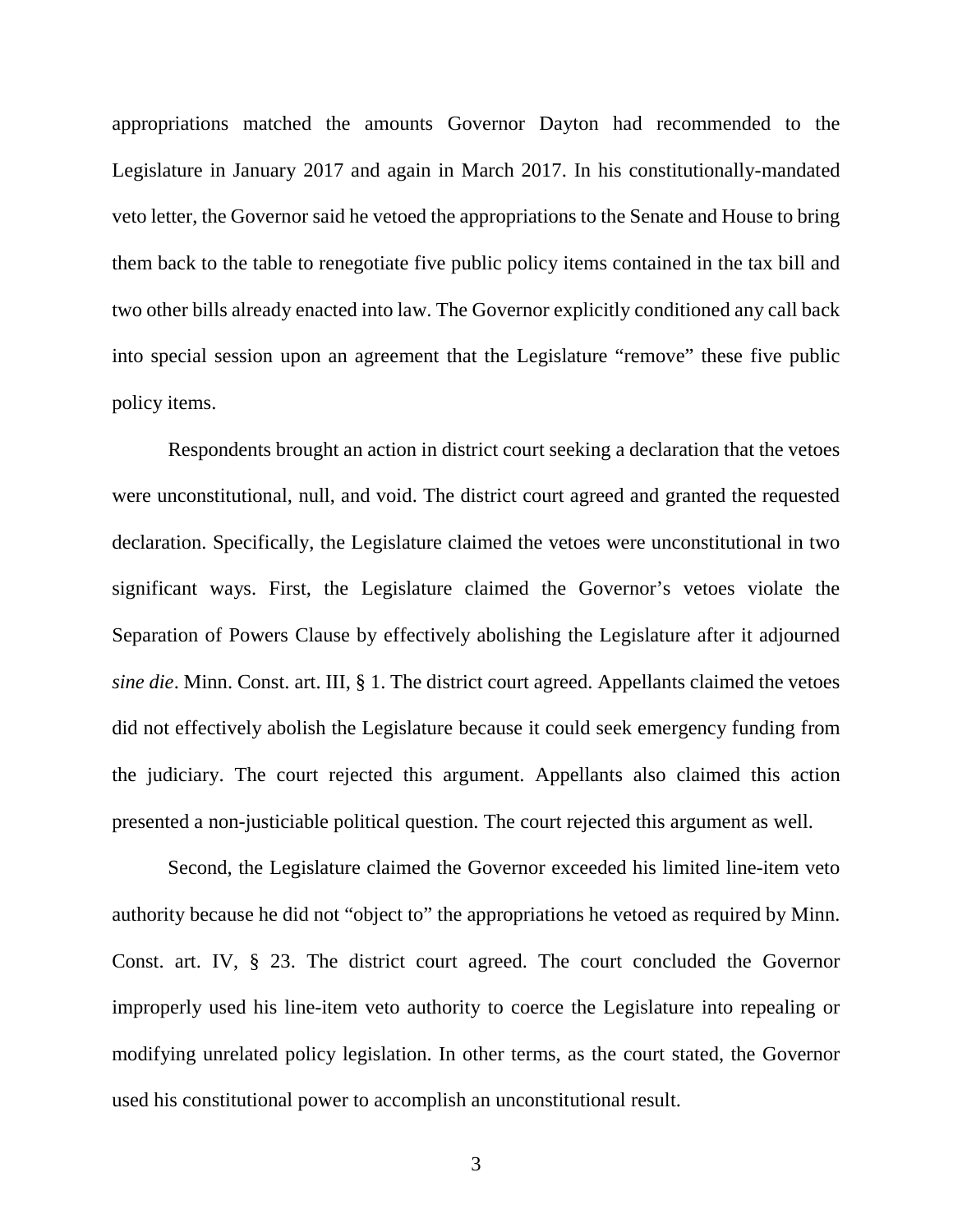appropriations matched the amounts Governor Dayton had recommended to the Legislature in January 2017 and again in March 2017. In his constitutionally-mandated veto letter, the Governor said he vetoed the appropriations to the Senate and House to bring them back to the table to renegotiate five public policy items contained in the tax bill and two other bills already enacted into law. The Governor explicitly conditioned any call back into special session upon an agreement that the Legislature "remove" these five public policy items.

Respondents brought an action in district court seeking a declaration that the vetoes were unconstitutional, null, and void. The district court agreed and granted the requested declaration. Specifically, the Legislature claimed the vetoes were unconstitutional in two significant ways. First, the Legislature claimed the Governor's vetoes violate the Separation of Powers Clause by effectively abolishing the Legislature after it adjourned *sine die*. Minn. Const. art. III, § 1. The district court agreed. Appellants claimed the vetoes did not effectively abolish the Legislature because it could seek emergency funding from the judiciary. The court rejected this argument. Appellants also claimed this action presented a non-justiciable political question. The court rejected this argument as well.

Second, the Legislature claimed the Governor exceeded his limited line-item veto authority because he did not "object to" the appropriations he vetoed as required by Minn. Const. art. IV, § 23. The district court agreed. The court concluded the Governor improperly used his line-item veto authority to coerce the Legislature into repealing or modifying unrelated policy legislation. In other terms, as the court stated, the Governor used his constitutional power to accomplish an unconstitutional result.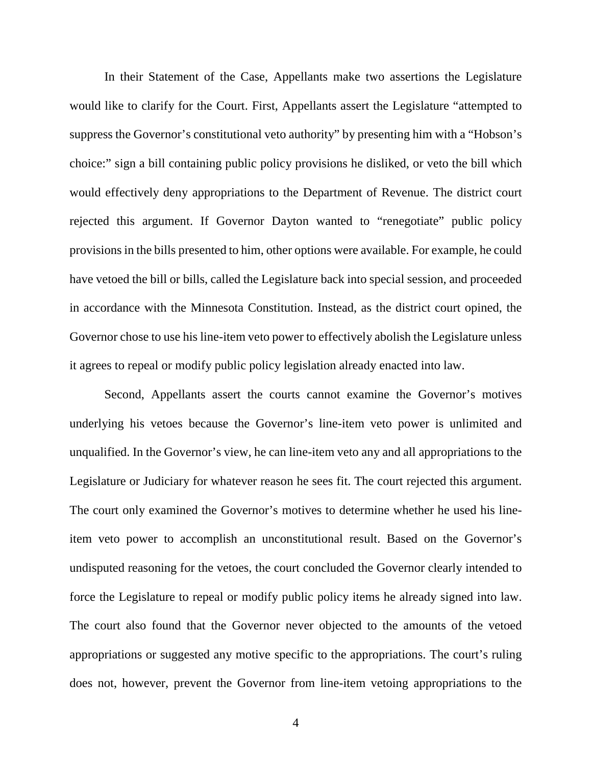In their Statement of the Case, Appellants make two assertions the Legislature would like to clarify for the Court. First, Appellants assert the Legislature "attempted to suppress the Governor's constitutional veto authority" by presenting him with a "Hobson's choice:" sign a bill containing public policy provisions he disliked, or veto the bill which would effectively deny appropriations to the Department of Revenue. The district court rejected this argument. If Governor Dayton wanted to "renegotiate" public policy provisions in the bills presented to him, other options were available. For example, he could have vetoed the bill or bills, called the Legislature back into special session, and proceeded in accordance with the Minnesota Constitution. Instead, as the district court opined, the Governor chose to use his line-item veto power to effectively abolish the Legislature unless it agrees to repeal or modify public policy legislation already enacted into law.

Second, Appellants assert the courts cannot examine the Governor's motives underlying his vetoes because the Governor's line-item veto power is unlimited and unqualified. In the Governor's view, he can line-item veto any and all appropriations to the Legislature or Judiciary for whatever reason he sees fit. The court rejected this argument. The court only examined the Governor's motives to determine whether he used his line-item veto power to accomplish an unconstitutional result. Based on the Governor's undisputed reasoning for the vetoes, the court concluded the Governor clearly intended to force the Legislature to repeal or modify public policy items he already signed into law. The court also found that the Governor never objected to the amounts of the vetoed appropriations or suggested any motive specific to the appropriations. The court's ruling does not, however, prevent the Governor from line-item vetoing appropriations to the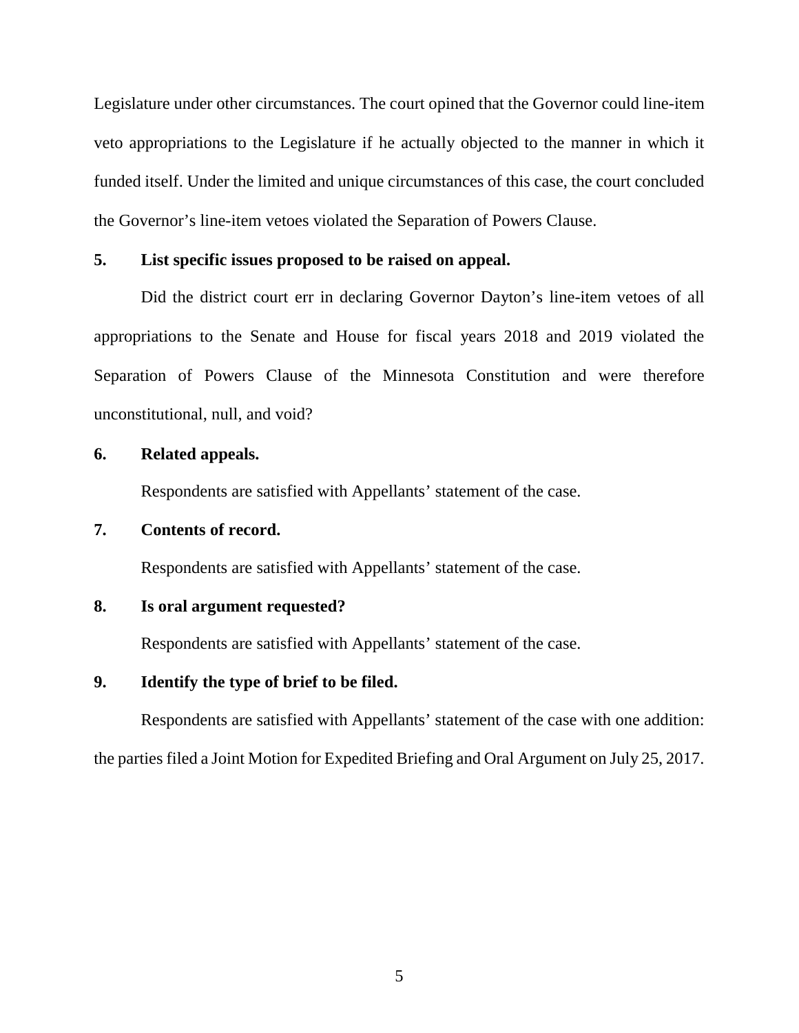Legislature under other circumstances. The court opined that the Governor could line-item veto appropriations to the Legislature if he actually objected to the manner in which it funded itself. Under the limited and unique circumstances of this case, the court concluded the Governor's line-item vetoes violated the Separation of Powers Clause.

**5. List specific issues proposed to be raised on appeal.**

Did the district court err in declaring Governor Dayton's line-item vetoes of all appropriations to the Senate and House for fiscal years 2018 and 2019 violated the Separation of Powers Clause of the Minnesota Constitution and were therefore unconstitutional, null, and void?

**6. Related appeals.**

Respondents are satisfied with Appellants' statement of the case.

**7. Contents of record.**

Respondents are satisfied with Appellants' statement of the case.

**8. Is oral argument requested?**

Respondents are satisfied with Appellants' statement of the case.

**9. Identify the type of brief to be filed.**

Respondents are satisfied with Appellants' statement of the case with one addition: the parties filed a Joint Motion for Expedited Briefing and Oral Argument on July 25, 2017.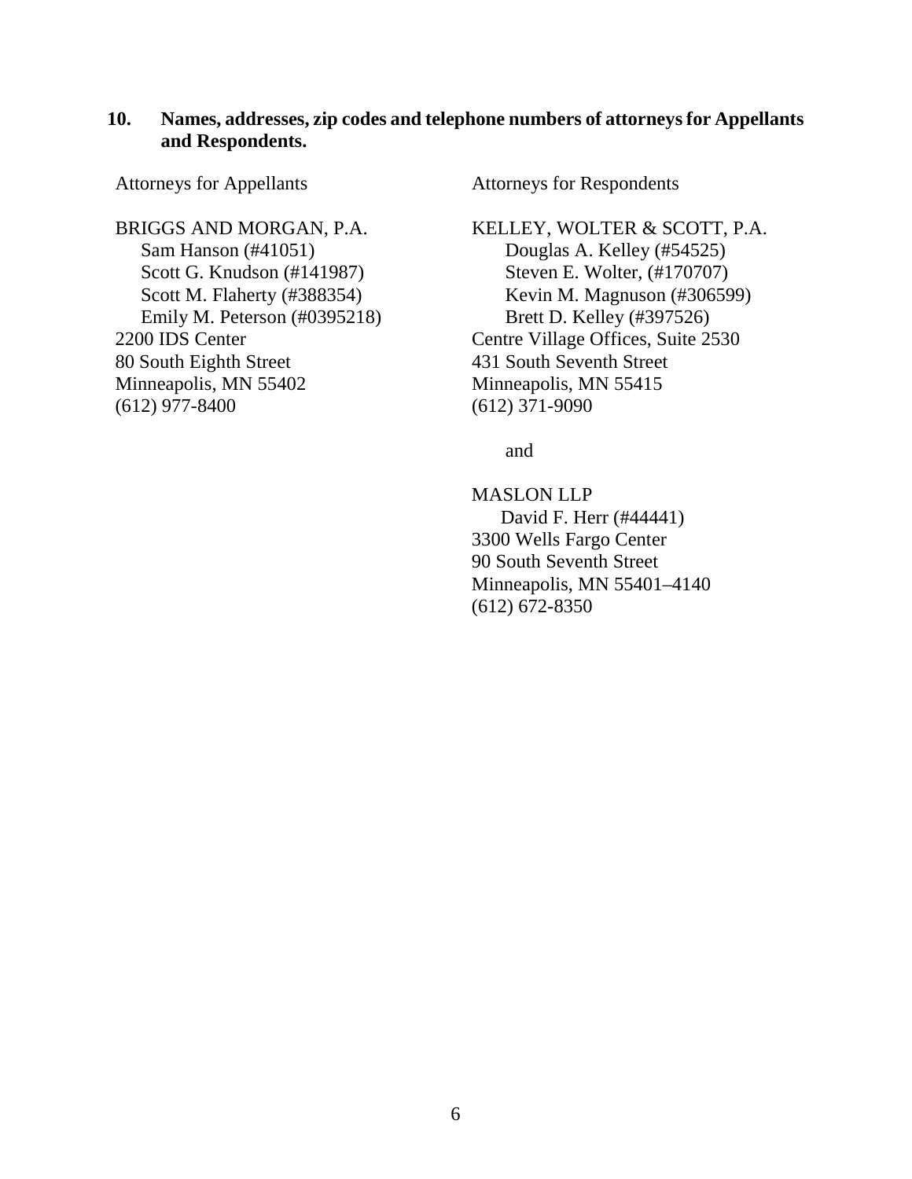**10. Names, addresses, zip codes and telephone numbers of attorneys for Appellants and Respondents.**

Attorneys for Appellants

BRIGGS AND MORGAN, P.A.
Sam Hanson (#41051)
Scott G. Knudson (#141987)
Scott M. Flaherty (#388354)
Emily M. Peterson (#0395218)
2200 IDS Center
80 South Eighth Street
Minneapolis, MN 55402
(612) 977-8400

Attorneys for Respondents

KELLEY, WOLTER & SCOTT, P.A.
Douglas A. Kelley (#54525)
Steven E. Wolter, (#170707)
Kevin M. Magnuson (#306599)
Brett D. Kelley (#397526)
Centre Village Offices, Suite 2530
431 South Seventh Street
Minneapolis, MN 55415
(612) 371-9090

and

MASLON LLP
David F. Herr (#44441)
3300 Wells Fargo Center
90 South Seventh Street
Minneapolis, MN 55401–4140
(612) 672-8350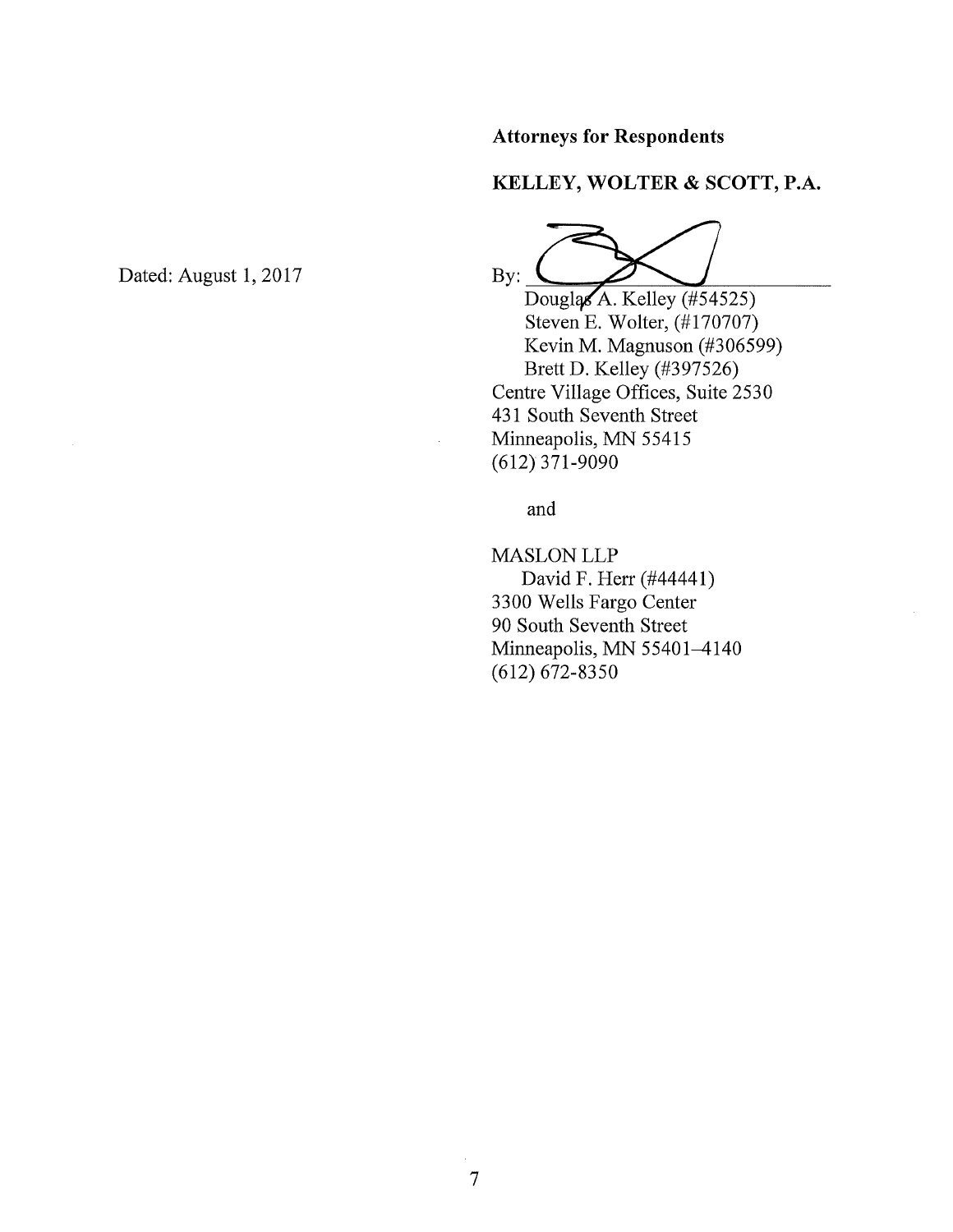**Attorneys for Respondents**

**KELLEY, WOLTER & SCOTT, P.A.**

Dated: August 1, 2017

By: ______________________________

Douglas A. Kelley (#54525)
Steven E. Wolter, (#170707)
Kevin M. Magnuson (#306599)
Brett D. Kelley (#397526)
Centre Village Offices, Suite 2530
431 South Seventh Street
Minneapolis, MN 55415
(612) 371-9090

and

MASLON LLP
David F. Herr (#44441)
3300 Wells Fargo Center
90 South Seventh Street
Minneapolis, MN 55401–4140
(612) 672-8350